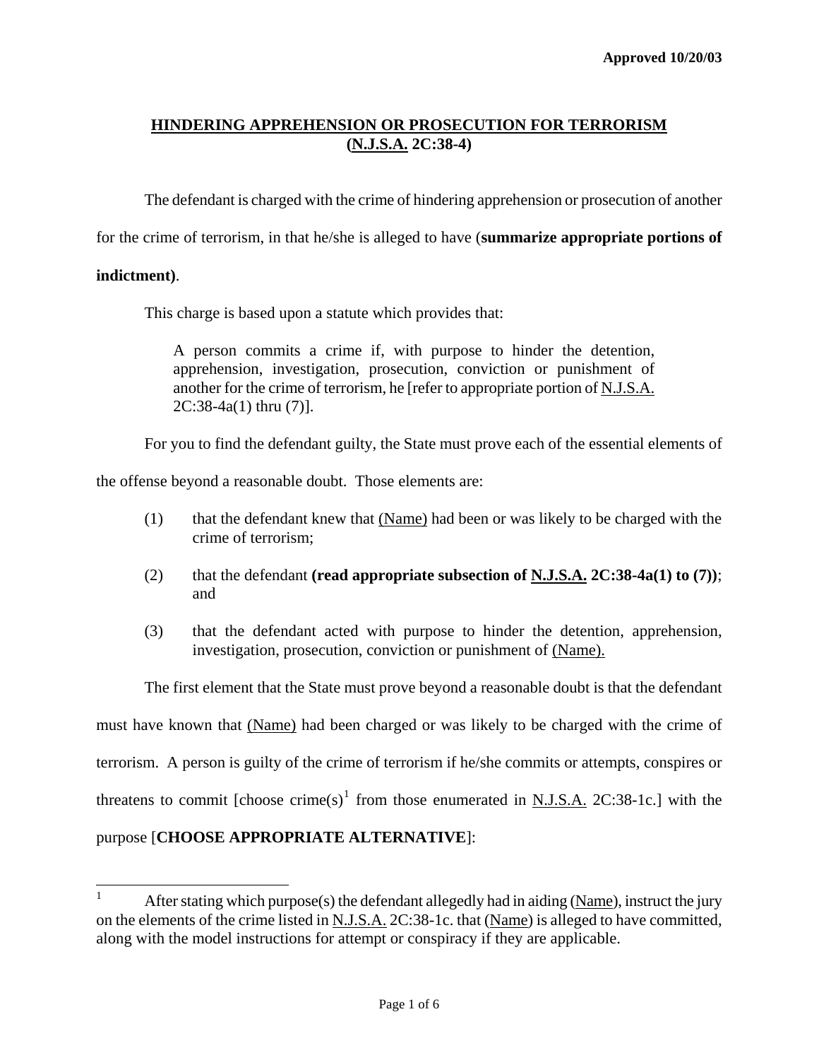Approved 10/20/03

## HINDERING APPREHENSION OR PROSECUTION FOR TERRORISM (N.J.S.A. 2C:38-4)

The defendant is charged with the crime of hindering apprehension or prosecution of another for the crime of terrorism, in that he/she is alleged to have (**summarize appropriate portions of indictment)**.

This charge is based upon a statute which provides that:

> A person commits a crime if, with purpose to hinder the detention, apprehension, investigation, prosecution, conviction or punishment of another for the crime of terrorism, he [refer to appropriate portion of N.J.S.A. 2C:38-4a(1) thru (7)].

For you to find the defendant guilty, the State must prove each of the essential elements of the offense beyond a reasonable doubt. Those elements are:

(1) that the defendant knew that (Name) had been or was likely to be charged with the crime of terrorism;

(2) that the defendant **(read appropriate subsection of N.J.S.A. 2C:38-4a(1) to (7))**; and

(3) that the defendant acted with purpose to hinder the detention, apprehension, investigation, prosecution, conviction or punishment of (Name).

The first element that the State must prove beyond a reasonable doubt is that the defendant must have known that (Name) had been charged or was likely to be charged with the crime of terrorism. A person is guilty of the crime of terrorism if he/she commits or attempts, conspires or threatens to commit [choose crime(s)[1] from those enumerated in N.J.S.A. 2C:38-1c.] with the purpose [**CHOOSE APPROPRIATE ALTERNATIVE**]:

---

[1] After stating which purpose(s) the defendant allegedly had in aiding (Name), instruct the jury on the elements of the crime listed in N.J.S.A. 2C:38-1c. that (Name) is alleged to have committed, along with the model instructions for attempt or conspiracy if they are applicable.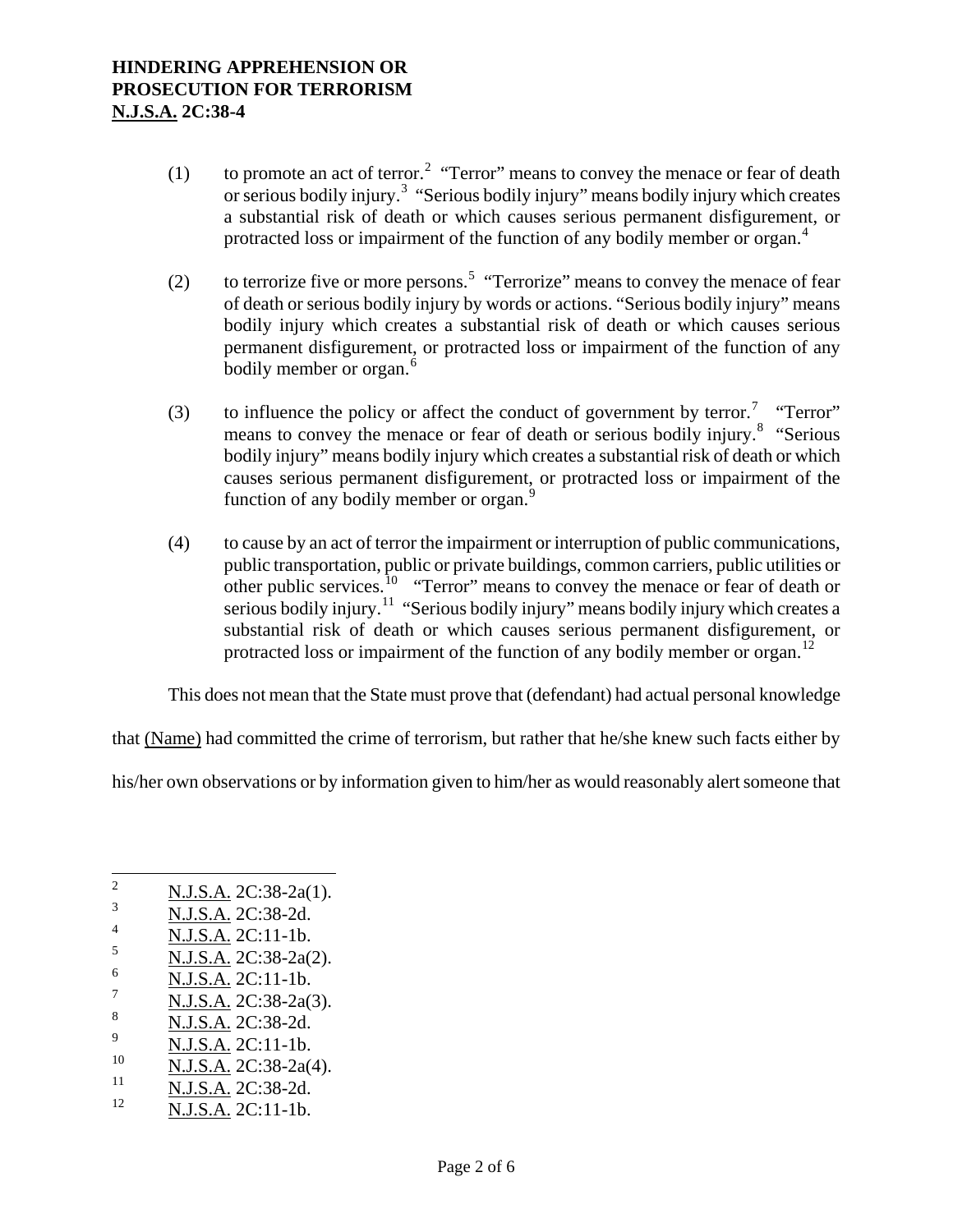(1) to promote an act of terror.[2] "Terror" means to convey the menace or fear of death or serious bodily injury.[3] "Serious bodily injury" means bodily injury which creates a substantial risk of death or which causes serious permanent disfigurement, or protracted loss or impairment of the function of any bodily member or organ.[4]

(2) to terrorize five or more persons.[5] "Terrorize" means to convey the menace of fear of death or serious bodily injury by words or actions. "Serious bodily injury" means bodily injury which creates a substantial risk of death or which causes serious permanent disfigurement, or protracted loss or impairment of the function of any bodily member or organ.[6]

(3) to influence the policy or affect the conduct of government by terror.[7] "Terror" means to convey the menace or fear of death or serious bodily injury.[8] "Serious bodily injury" means bodily injury which creates a substantial risk of death or which causes serious permanent disfigurement, or protracted loss or impairment of the function of any bodily member or organ.[9]

(4) to cause by an act of terror the impairment or interruption of public communications, public transportation, public or private buildings, common carriers, public utilities or other public services.[10] "Terror" means to convey the menace or fear of death or serious bodily injury.[11] "Serious bodily injury" means bodily injury which creates a substantial risk of death or which causes serious permanent disfigurement, or protracted loss or impairment of the function of any bodily member or organ.[12]

This does not mean that the State must prove that (defendant) had actual personal knowledge that (Name) had committed the crime of terrorism, but rather that he/she knew such facts either by his/her own observations or by information given to him/her as would reasonably alert someone that

---

[2] N.J.S.A. 2C:38-2a(1).
[3] N.J.S.A. 2C:38-2d.
[4] N.J.S.A. 2C:11-1b.
[5] N.J.S.A. 2C:38-2a(2).
[6] N.J.S.A. 2C:11-1b.
[7] N.J.S.A. 2C:38-2a(3).
[8] N.J.S.A. 2C:38-2d.
[9] N.J.S.A. 2C:11-1b.
[10] N.J.S.A. 2C:38-2a(4).
[11] N.J.S.A. 2C:38-2d.
[12] N.J.S.A. 2C:11-1b.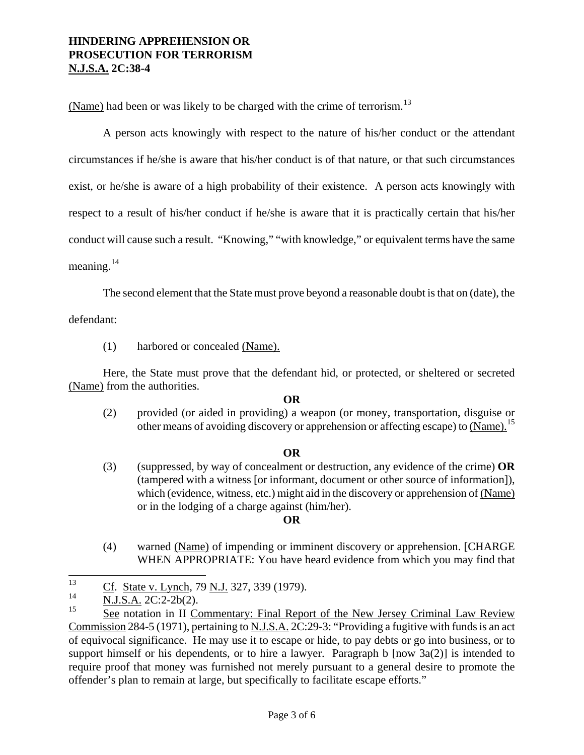(Name) had been or was likely to be charged with the crime of terrorism.[13]

A person acts knowingly with respect to the nature of his/her conduct or the attendant circumstances if he/she is aware that his/her conduct is of that nature, or that such circumstances exist, or he/she is aware of a high probability of their existence. A person acts knowingly with respect to a result of his/her conduct if he/she is aware that it is practically certain that his/her conduct will cause such a result. "Knowing," "with knowledge," or equivalent terms have the same meaning.[14]

The second element that the State must prove beyond a reasonable doubt is that on (date), the defendant:

(1) harbored or concealed (Name).

Here, the State must prove that the defendant hid, or protected, or sheltered or secreted (Name) from the authorities.

**OR**

(2) provided (or aided in providing) a weapon (or money, transportation, disguise or other means of avoiding discovery or apprehension or affecting escape) to (Name).[15]

**OR**

(3) (suppressed, by way of concealment or destruction, any evidence of the crime) **OR** (tampered with a witness [or informant, document or other source of information]), which (evidence, witness, etc.) might aid in the discovery or apprehension of (Name) or in the lodging of a charge against (him/her).

**OR**

(4) warned (Name) of impending or imminent discovery or apprehension. [CHARGE WHEN APPROPRIATE: You have heard evidence from which you may find that

---

[13] Cf. State v. Lynch, 79 N.J. 327, 339 (1979).

[14] N.J.S.A. 2C:2-2b(2).

[15] See notation in II Commentary: Final Report of the New Jersey Criminal Law Review Commission 284-5 (1971), pertaining to N.J.S.A. 2C:29-3: "Providing a fugitive with funds is an act of equivocal significance. He may use it to escape or hide, to pay debts or go into business, or to support himself or his dependents, or to hire a lawyer. Paragraph b [now 3a(2)] is intended to require proof that money was furnished not merely pursuant to a general desire to promote the offender's plan to remain at large, but specifically to facilitate escape efforts."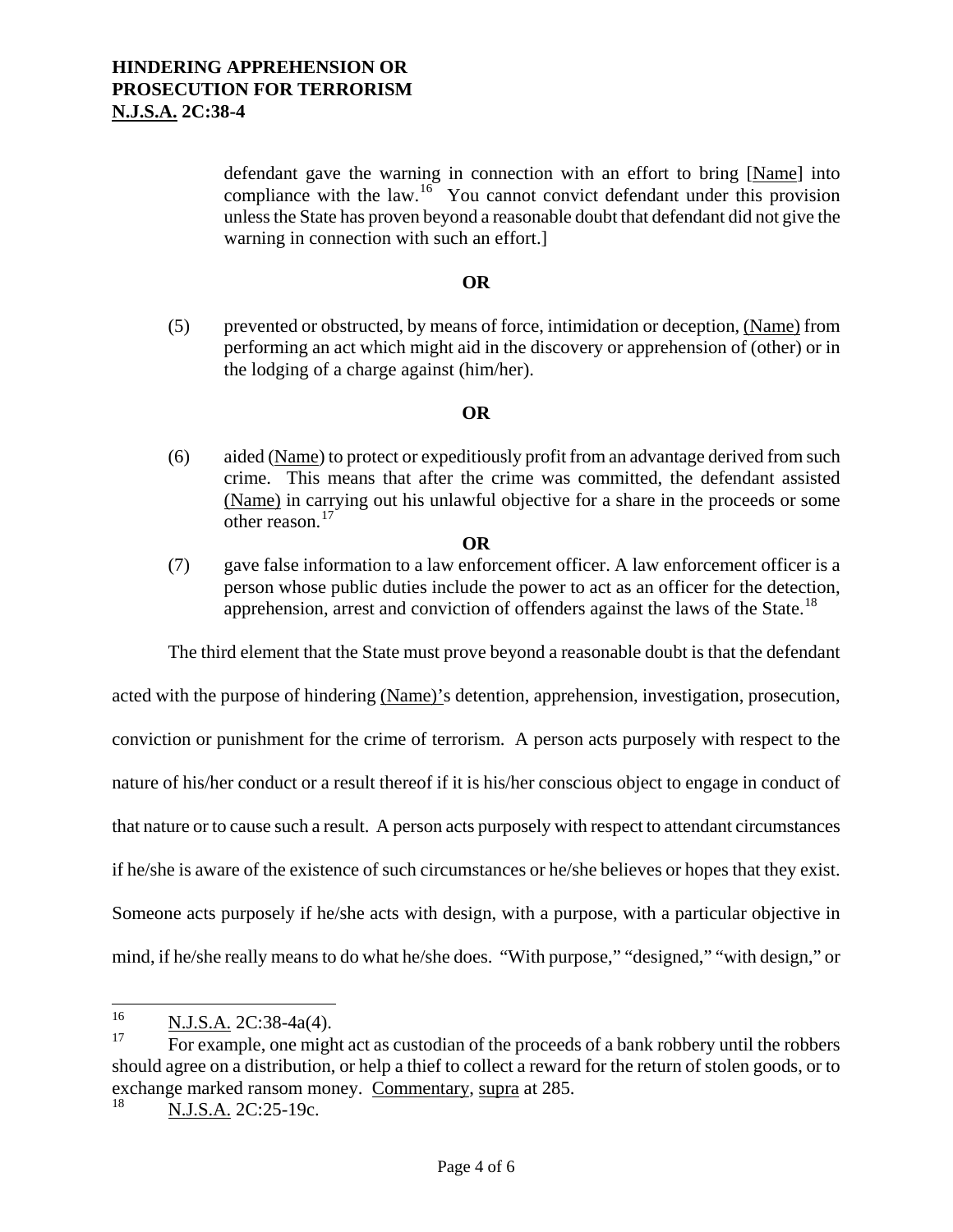defendant gave the warning in connection with an effort to bring [Name] into compliance with the law.[16] You cannot convict defendant under this provision unless the State has proven beyond a reasonable doubt that defendant did not give the warning in connection with such an effort.]

**OR**

(5) prevented or obstructed, by means of force, intimidation or deception, (Name) from performing an act which might aid in the discovery or apprehension of (other) or in the lodging of a charge against (him/her).

**OR**

(6) aided (Name) to protect or expeditiously profit from an advantage derived from such crime. This means that after the crime was committed, the defendant assisted (Name) in carrying out his unlawful objective for a share in the proceeds or some other reason.[17]

**OR**

(7) gave false information to a law enforcement officer. A law enforcement officer is a person whose public duties include the power to act as an officer for the detection, apprehension, arrest and conviction of offenders against the laws of the State.[18]

The third element that the State must prove beyond a reasonable doubt is that the defendant acted with the purpose of hindering (Name)'s detention, apprehension, investigation, prosecution, conviction or punishment for the crime of terrorism. A person acts purposely with respect to the nature of his/her conduct or a result thereof if it is his/her conscious object to engage in conduct of that nature or to cause such a result. A person acts purposely with respect to attendant circumstances if he/she is aware of the existence of such circumstances or he/she believes or hopes that they exist. Someone acts purposely if he/she acts with design, with a purpose, with a particular objective in mind, if he/she really means to do what he/she does. "With purpose," "designed," "with design," or

---

[16] N.J.S.A. 2C:38-4a(4).

[17] For example, one might act as custodian of the proceeds of a bank robbery until the robbers should agree on a distribution, or help a thief to collect a reward for the return of stolen goods, or to exchange marked ransom money. Commentary, supra at 285.

[18] N.J.S.A. 2C:25-19c.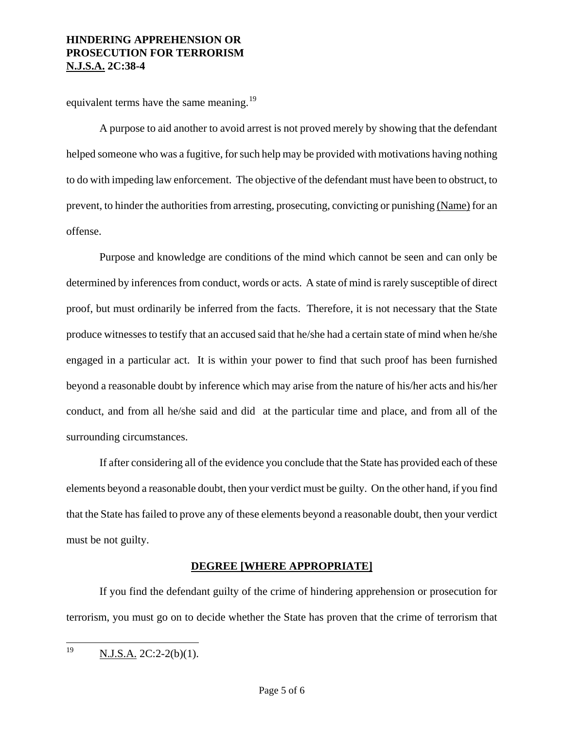equivalent terms have the same meaning.[19]

A purpose to aid another to avoid arrest is not proved merely by showing that the defendant helped someone who was a fugitive, for such help may be provided with motivations having nothing to do with impeding law enforcement. The objective of the defendant must have been to obstruct, to prevent, to hinder the authorities from arresting, prosecuting, convicting or punishing (Name) for an offense.

Purpose and knowledge are conditions of the mind which cannot be seen and can only be determined by inferences from conduct, words or acts. A state of mind is rarely susceptible of direct proof, but must ordinarily be inferred from the facts. Therefore, it is not necessary that the State produce witnesses to testify that an accused said that he/she had a certain state of mind when he/she engaged in a particular act. It is within your power to find that such proof has been furnished beyond a reasonable doubt by inference which may arise from the nature of his/her acts and his/her conduct, and from all he/she said and did at the particular time and place, and from all of the surrounding circumstances.

If after considering all of the evidence you conclude that the State has provided each of these elements beyond a reasonable doubt, then your verdict must be guilty. On the other hand, if you find that the State has failed to prove any of these elements beyond a reasonable doubt, then your verdict must be not guilty.

## DEGREE [WHERE APPROPRIATE]

If you find the defendant guilty of the crime of hindering apprehension or prosecution for terrorism, you must go on to decide whether the State has proven that the crime of terrorism that

---

[19] N.J.S.A. 2C:2-2(b)(1).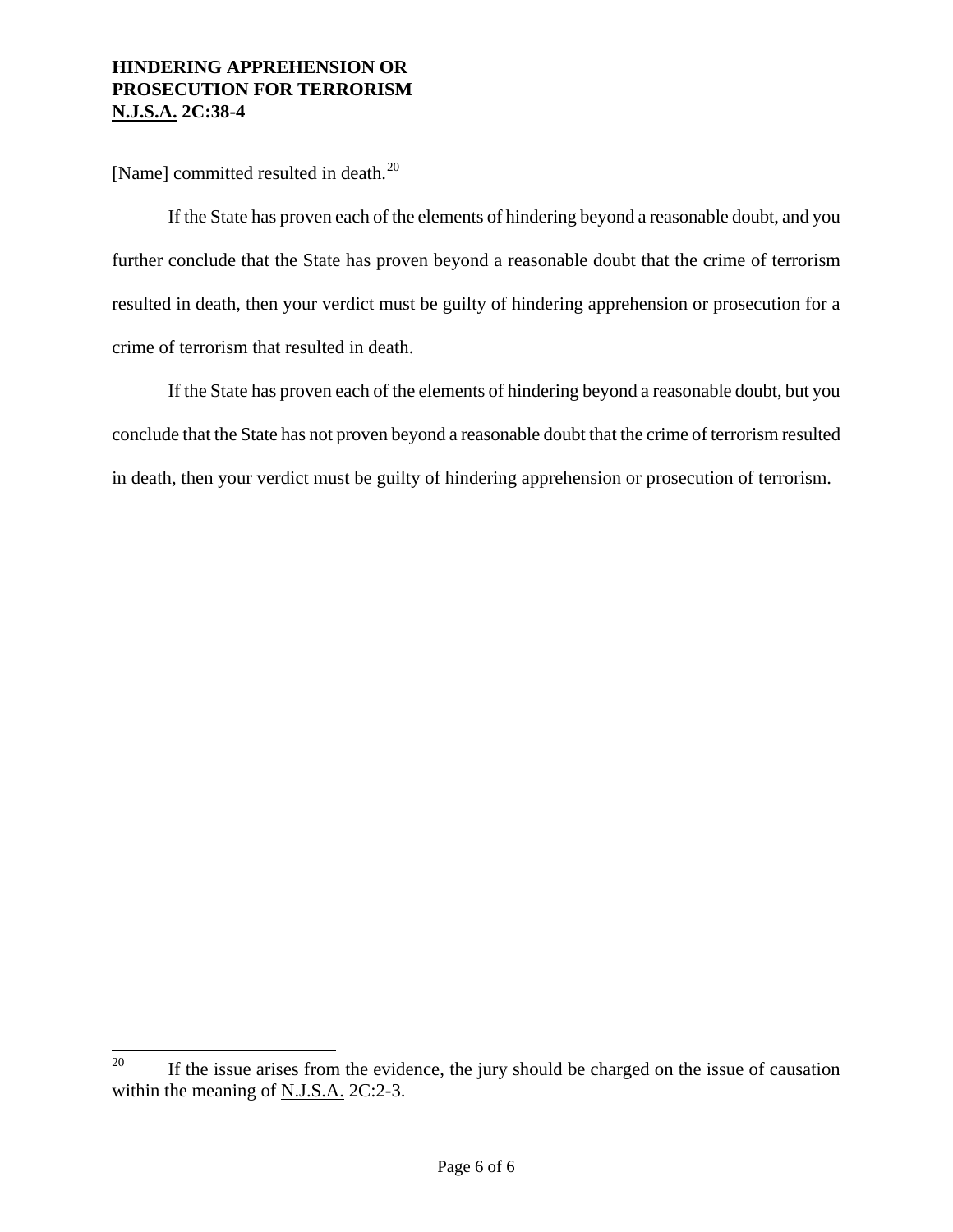[Name] committed resulted in death.[20]

If the State has proven each of the elements of hindering beyond a reasonable doubt, and you further conclude that the State has proven beyond a reasonable doubt that the crime of terrorism resulted in death, then your verdict must be guilty of hindering apprehension or prosecution for a crime of terrorism that resulted in death.

If the State has proven each of the elements of hindering beyond a reasonable doubt, but you conclude that the State has not proven beyond a reasonable doubt that the crime of terrorism resulted in death, then your verdict must be guilty of hindering apprehension or prosecution of terrorism.

---

[20] If the issue arises from the evidence, the jury should be charged on the issue of causation within the meaning of N.J.S.A. 2C:2-3.